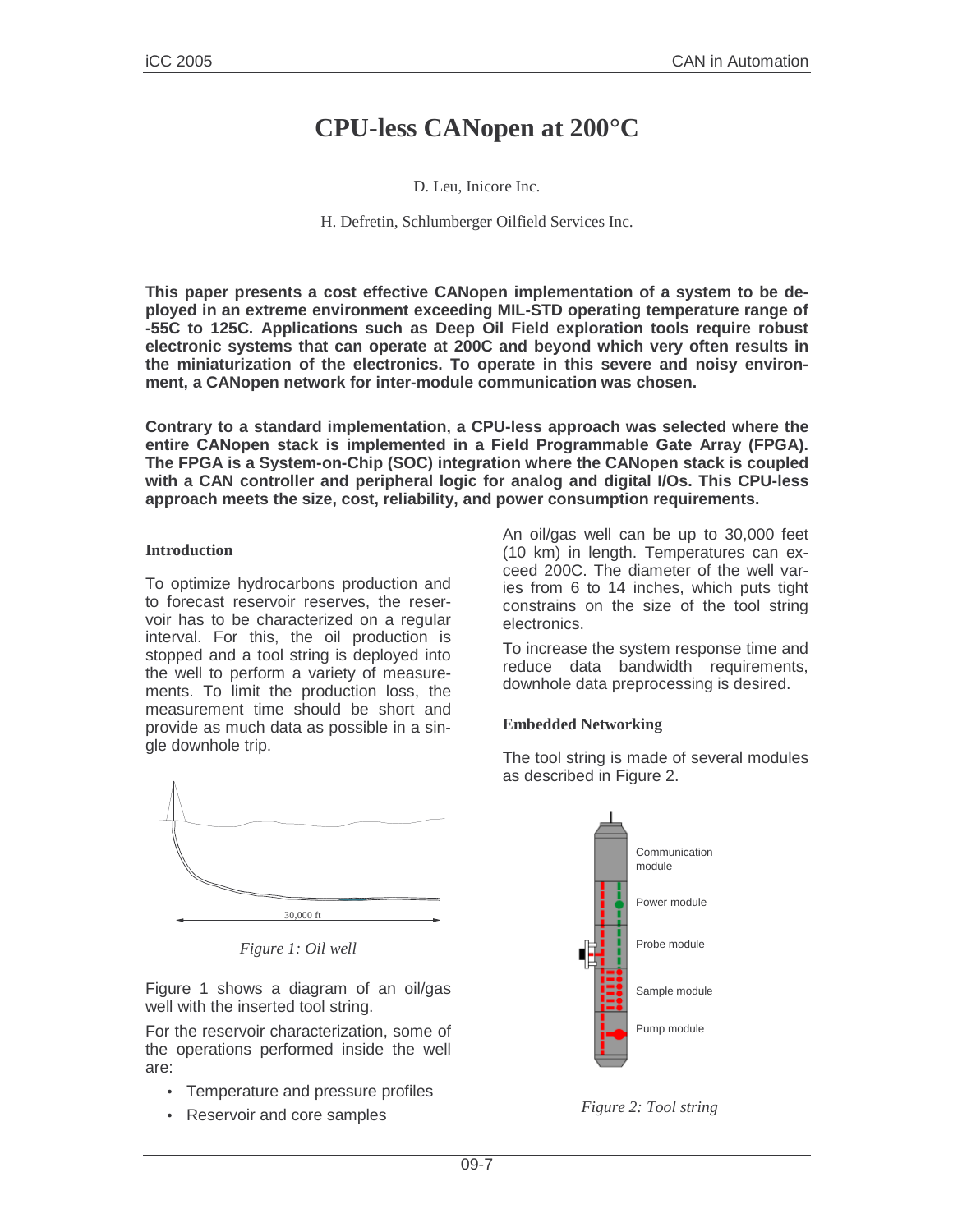# CPU-less CANopen at 200°C

D. Leu, Inicore Inc.

H. Defretin, Schlumberger Oilfield Services Inc.

**This paper presents a cost effective CANopen implementation of a system to be deployed in an extreme environment exceeding MIL-STD operating temperature range of -55C to 125C. Applications such as Deep Oil Field exploration tools require robust electronic systems that can operate at 200C and beyond which very often results in the miniaturization of the electronics. To operate in this severe and noisy environment, a CANopen network for inter-module communication was chosen.**

**Contrary to a standard implementation, a CPU-less approach was selected where the entire CANopen stack is implemented in a Field Programmable Gate Array (FPGA). The FPGA is a System-on-Chip (SOC) integration where the CANopen stack is coupled with a CAN controller and peripheral logic for analog and digital I/Os. This CPU-less approach meets the size, cost, reliability, and power consumption requirements.**

### Introduction

To optimize hydrocarbons production and to forecast reservoir reserves, the reservoir has to be characterized on a regular interval. For this, the oil production is stopped and a tool string is deployed into the well to perform a variety of measurements. To limit the production loss, the measurement time should be short and provide as much data as possible in a single downhole trip.

30,000 ft

*Figure 1: Oil well*

Figure 1 shows a diagram of an oil/gas well with the inserted tool string.

For the reservoir characterization, some of the operations performed inside the well are:

- Temperature and pressure profiles
- Reservoir and core samples

An oil/gas well can be up to 30,000 feet (10 km) in length. Temperatures can exceed 200C. The diameter of the well varies from 6 to 14 inches, which puts tight constrains on the size of the tool string electronics.

To increase the system response time and reduce data bandwidth requirements, downhole data preprocessing is desired.

### Embedded Networking

The tool string is made of several modules as described in Figure 2.

Communication module

Power module

Probe module

Sample module

Pump module

*Figure 2: Tool string*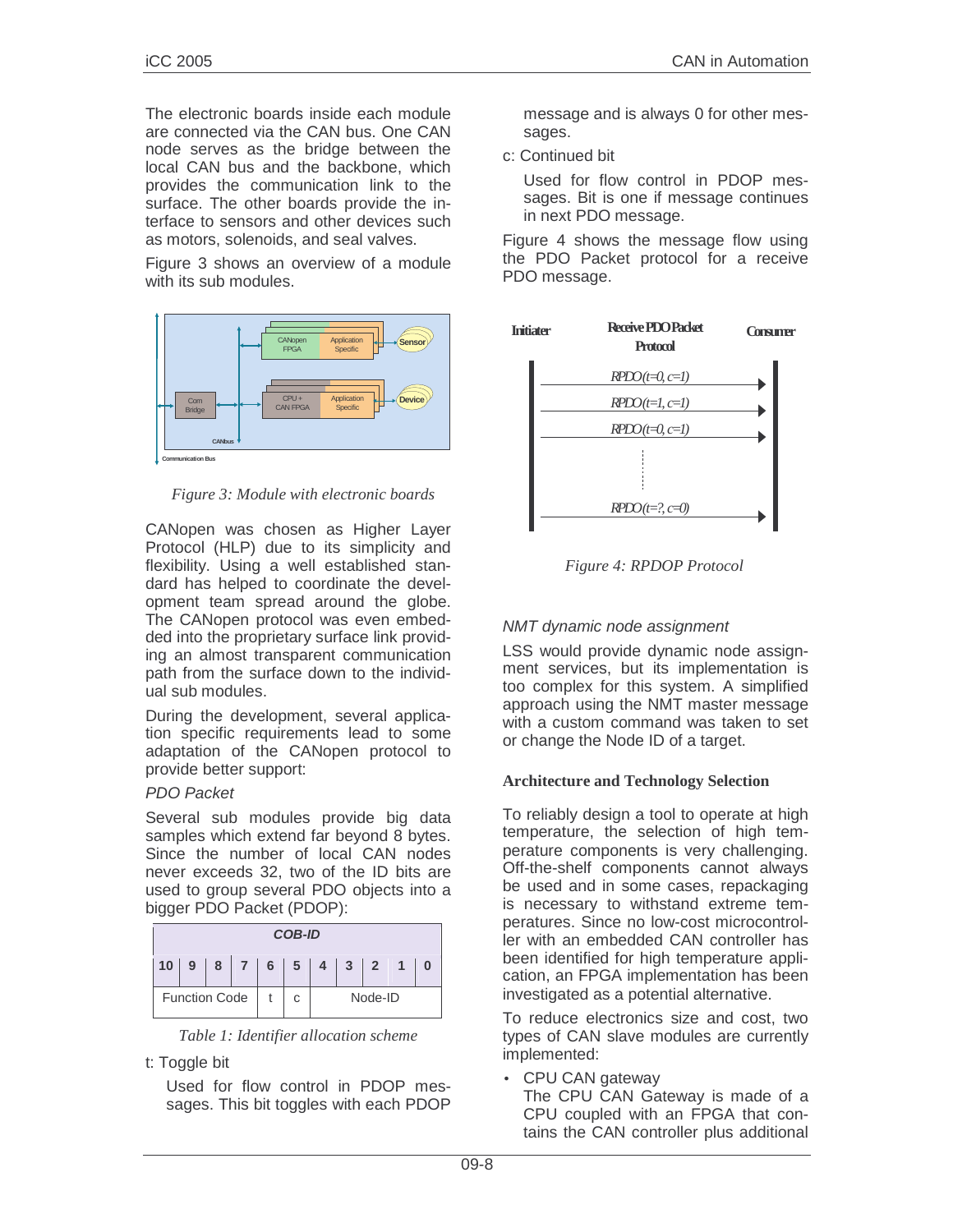The electronic boards inside each module are connected via the CAN bus. One CAN node serves as the bridge between the local CAN bus and the backbone, which provides the communication link to the surface. The other boards provide the interface to sensors and other devices such as motors, solenoids, and seal valves.

Figure 3 shows an overview of a module with its sub modules.

*Figure 3: Module with electronic boards*

CANopen was chosen as Higher Layer Protocol (HLP) due to its simplicity and flexibility. Using a well established standard has helped to coordinate the development team spread around the globe. The CANopen protocol was even embedded into the proprietary surface link providing an almost transparent communication path from the surface down to the individual sub modules.

During the development, several application specific requirements lead to some adaptation of the CANopen protocol to provide better support:

*PDO Packet*

Several sub modules provide big data samples which extend far beyond 8 bytes. Since the number of local CAN nodes never exceeds 32, two of the ID bits are used to group several PDO objects into a bigger PDO Packet (PDOP):

| COB-ID | | | | | | | | | | |
|---|---|---|---|---|---|---|---|---|---|---|
| 10 | 9 | 8 | 7 | 6 | 5 | 4 | 3 | 2 | 1 | 0 |
| Function Code | | | | t | c | Node-ID | | | | |

*Table 1: Identifier allocation scheme*

t: Toggle bit

Used for flow control in PDOP messages. This bit toggles with each PDOP message and is always 0 for other messages.

c: Continued bit

Used for flow control in PDOP messages. Bit is one if message continues in next PDO message.

Figure 4 shows the message flow using the PDO Packet protocol for a receive PDO message.

*Figure 4: RPDOP Protocol*

*NMT dynamic node assignment*

LSS would provide dynamic node assignment services, but its implementation is too complex for this system. A simplified approach using the NMT master message with a custom command was taken to set or change the Node ID of a target.

### Architecture and Technology Selection

To reliably design a tool to operate at high temperature, the selection of high temperature components is very challenging. Off-the-shelf components cannot always be used and in some cases, repackaging is necessary to withstand extreme temperatures. Since no low-cost microcontroller with an embedded CAN controller has been identified for high temperature application, an FPGA implementation has been investigated as a potential alternative.

To reduce electronics size and cost, two types of CAN slave modules are currently implemented:

- CPU CAN gateway
  The CPU CAN Gateway is made of a CPU coupled with an FPGA that contains the CAN controller plus additional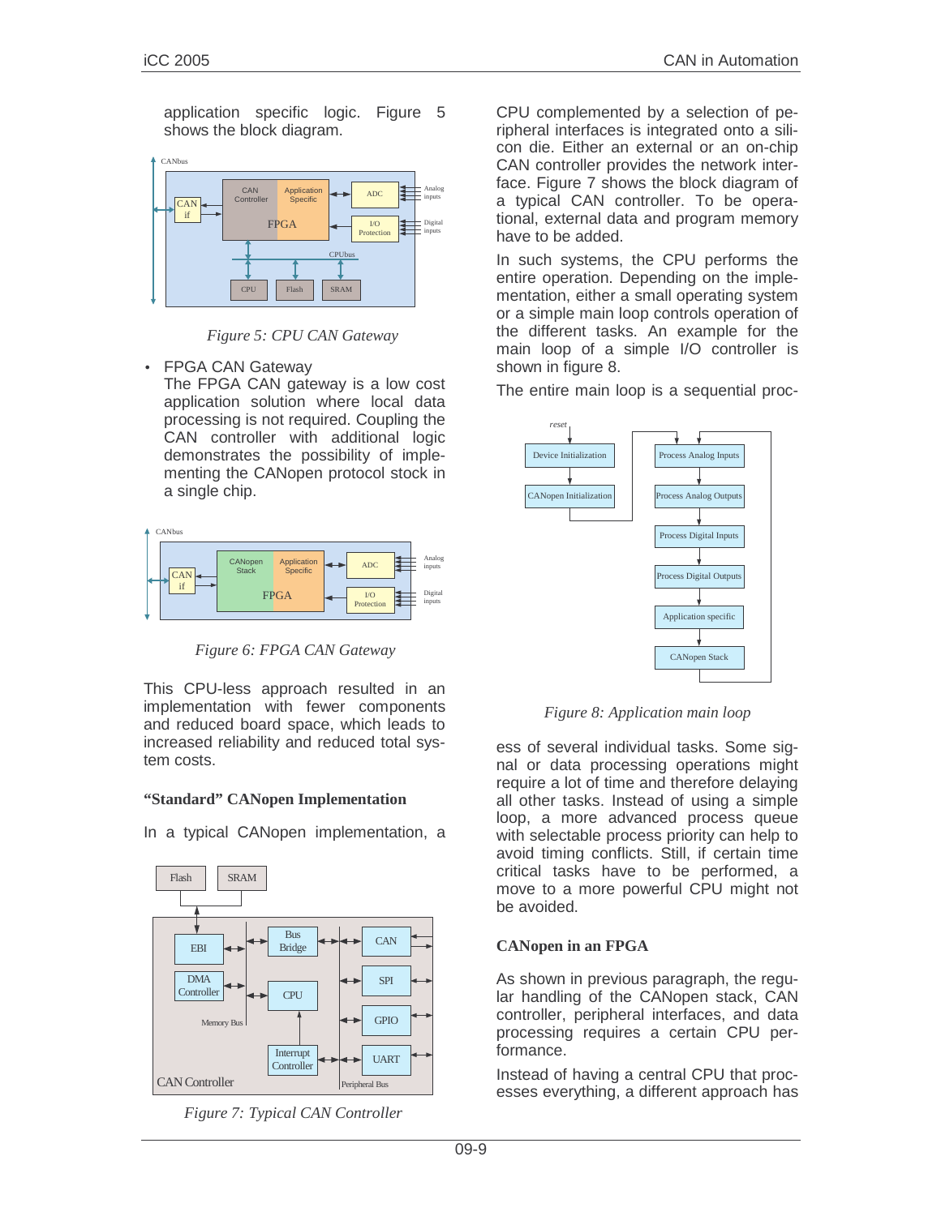application specific logic. Figure 5 shows the block diagram.

*Figure 5: CPU CAN Gateway*

- FPGA CAN Gateway
  The FPGA CAN gateway is a low cost application solution where local data processing is not required. Coupling the CAN controller with additional logic demonstrates the possibility of implementing the CANopen protocol stock in a single chip.

*Figure 6: FPGA CAN Gateway*

This CPU-less approach resulted in an implementation with fewer components and reduced board space, which leads to increased reliability and reduced total system costs.

**"Standard" CANopen Implementation**

In a typical CANopen implementation, a CPU complemented by a selection of peripheral interfaces is integrated onto a silicon die. Either an external or an on-chip CAN controller provides the network interface. Figure 7 shows the block diagram of a typical CAN controller. To be operational, external data and program memory have to be added.

*Figure 7: Typical CAN Controller*

In such systems, the CPU performs the entire operation. Depending on the implementation, either a small operating system or a simple main loop controls operation of the different tasks. An example for the main loop of a simple I/O controller is shown in figure 8.

The entire main loop is a sequential process of several individual tasks. Some signal or data processing operations might require a lot of time and therefore delaying all other tasks. Instead of using a simple loop, a more advanced process queue with selectable process priority can help to avoid timing conflicts. Still, if certain time critical tasks have to be performed, a move to a more powerful CPU might not be avoided.

*Figure 8: Application main loop*

**CANopen in an FPGA**

As shown in previous paragraph, the regular handling of the CANopen stack, CAN controller, peripheral interfaces, and data processing requires a certain CPU performance.

Instead of having a central CPU that processes everything, a different approach has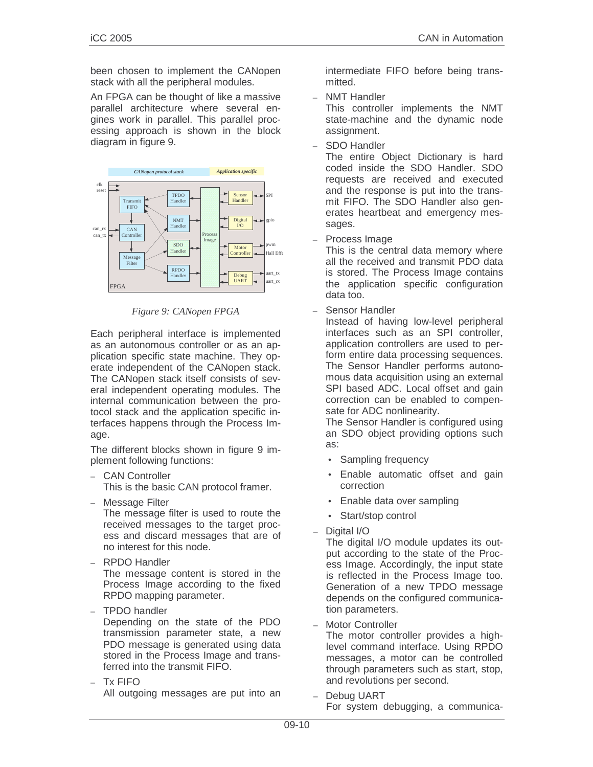been chosen to implement the CANopen stack with all the peripheral modules.

An FPGA can be thought of like a massive parallel architecture where several engines work in parallel. This parallel processing approach is shown in the block diagram in figure 9.

*Figure 9: CANopen FPGA*

Each peripheral interface is implemented as an autonomous controller or as an application specific state machine. They operate independent of the CANopen stack. The CANopen stack itself consists of several independent operating modules. The internal communication between the protocol stack and the application specific interfaces happens through the Process Image.

The different blocks shown in figure 9 implement following functions:

- CAN Controller
  This is the basic CAN protocol framer.
- Message Filter
  The message filter is used to route the received messages to the target process and discard messages that are of no interest for this node.
- RPDO Handler
  The message content is stored in the Process Image according to the fixed RPDO mapping parameter.
- TPDO handler
  Depending on the state of the PDO transmission parameter state, a new PDO message is generated using data stored in the Process Image and transferred into the transmit FIFO.
- Tx FIFO
  All outgoing messages are put into an intermediate FIFO before being transmitted.
- NMT Handler
  This controller implements the NMT state-machine and the dynamic node assignment.
- SDO Handler
  The entire Object Dictionary is hard coded inside the SDO Handler. SDO requests are received and executed and the response is put into the transmit FIFO. The SDO Handler also generates heartbeat and emergency messages.
- Process Image
  This is the central data memory where all the received and transmit PDO data is stored. The Process Image contains the application specific configuration data too.
- Sensor Handler
  Instead of having low-level peripheral interfaces such as an SPI controller, application controllers are used to perform entire data processing sequences. The Sensor Handler performs autonomous data acquisition using an external SPI based ADC. Local offset and gain correction can be enabled to compensate for ADC nonlinearity.
  The Sensor Handler is configured using an SDO object providing options such as:
  - Sampling frequency
  - Enable automatic offset and gain correction
  - Enable data over sampling
  - Start/stop control
- Digital I/O
  The digital I/O module updates its output according to the state of the Process Image. Accordingly, the input state is reflected in the Process Image too. Generation of a new TPDO message depends on the configured communication parameters.
- Motor Controller
  The motor controller provides a high-level command interface. Using RPDO messages, a motor can be controlled through parameters such as start, stop, and revolutions per second.
- Debug UART
  For system debugging, a communica-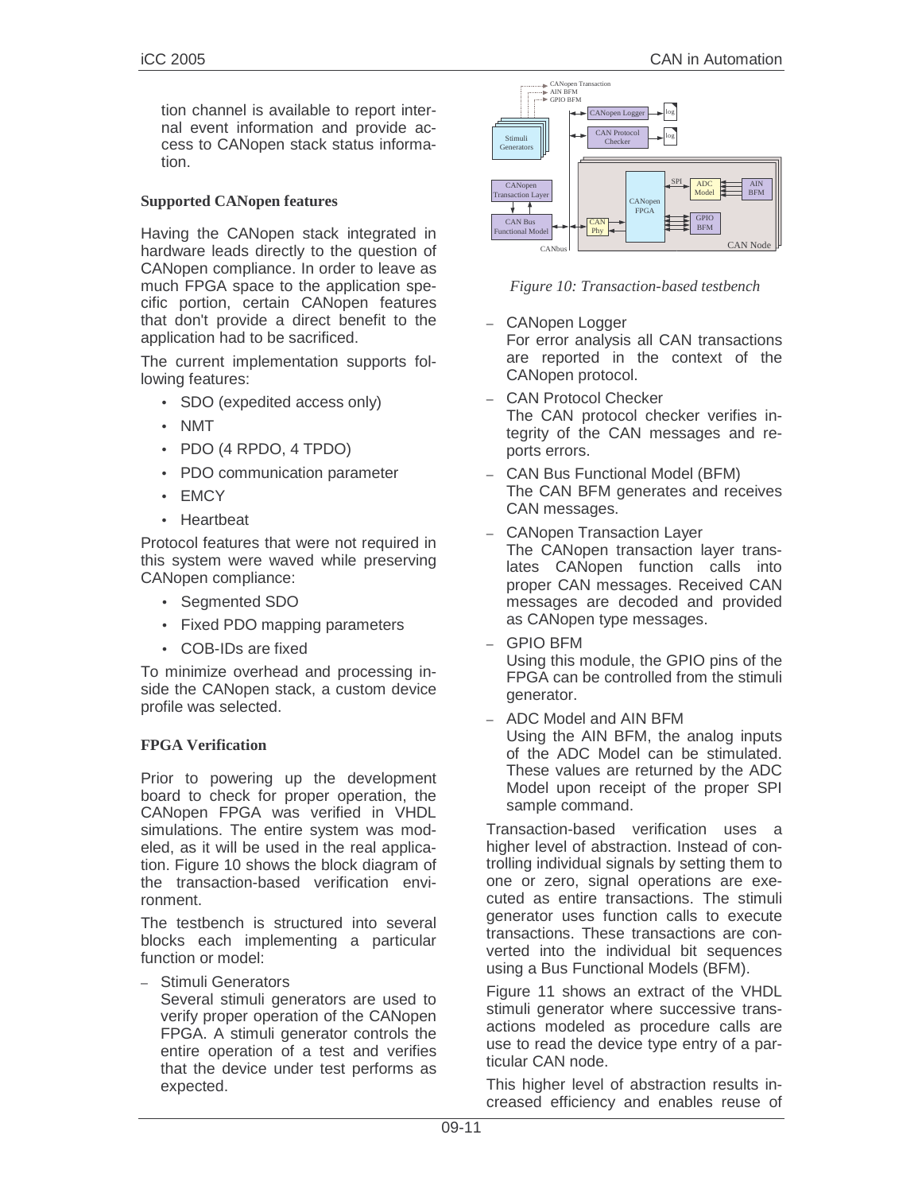tion channel is available to report internal event information and provide access to CANopen stack status information.

### Supported CANopen features

Having the CANopen stack integrated in hardware leads directly to the question of CANopen compliance. In order to leave as much FPGA space to the application specific portion, certain CANopen features that don't provide a direct benefit to the application had to be sacrificed.

The current implementation supports following features:

- SDO (expedited access only)
- NMT
- PDO (4 RPDO, 4 TPDO)
- PDO communication parameter
- EMCY
- Heartbeat

Protocol features that were not required in this system were waved while preserving CANopen compliance:

- Segmented SDO
- Fixed PDO mapping parameters
- COB-IDs are fixed

To minimize overhead and processing inside the CANopen stack, a custom device profile was selected.

### FPGA Verification

Prior to powering up the development board to check for proper operation, the CANopen FPGA was verified in VHDL simulations. The entire system was modeled, as it will be used in the real application. Figure 10 shows the block diagram of the transaction-based verification environment.

The testbench is structured into several blocks each implementing a particular function or model:

– Stimuli Generators
  Several stimuli generators are used to verify proper operation of the CANopen FPGA. A stimuli generator controls the entire operation of a test and verifies that the device under test performs as expected.

*Figure 10: Transaction-based testbench*

– CANopen Logger
  For error analysis all CAN transactions are reported in the context of the CANopen protocol.

– CAN Protocol Checker
  The CAN protocol checker verifies integrity of the CAN messages and reports errors.

– CAN Bus Functional Model (BFM)
  The CAN BFM generates and receives CAN messages.

– CANopen Transaction Layer
  The CANopen transaction layer translates CANopen function calls into proper CAN messages. Received CAN messages are decoded and provided as CANopen type messages.

– GPIO BFM
  Using this module, the GPIO pins of the FPGA can be controlled from the stimuli generator.

– ADC Model and AIN BFM
  Using the AIN BFM, the analog inputs of the ADC Model can be stimulated. These values are returned by the ADC Model upon receipt of the proper SPI sample command.

Transaction-based verification uses a higher level of abstraction. Instead of controlling individual signals by setting them to one or zero, signal operations are executed as entire transactions. The stimuli generator uses function calls to execute transactions. These transactions are converted into the individual bit sequences using a Bus Functional Models (BFM).

Figure 11 shows an extract of the VHDL stimuli generator where successive transactions modeled as procedure calls are use to read the device type entry of a particular CAN node.

This higher level of abstraction results increased efficiency and enables reuse of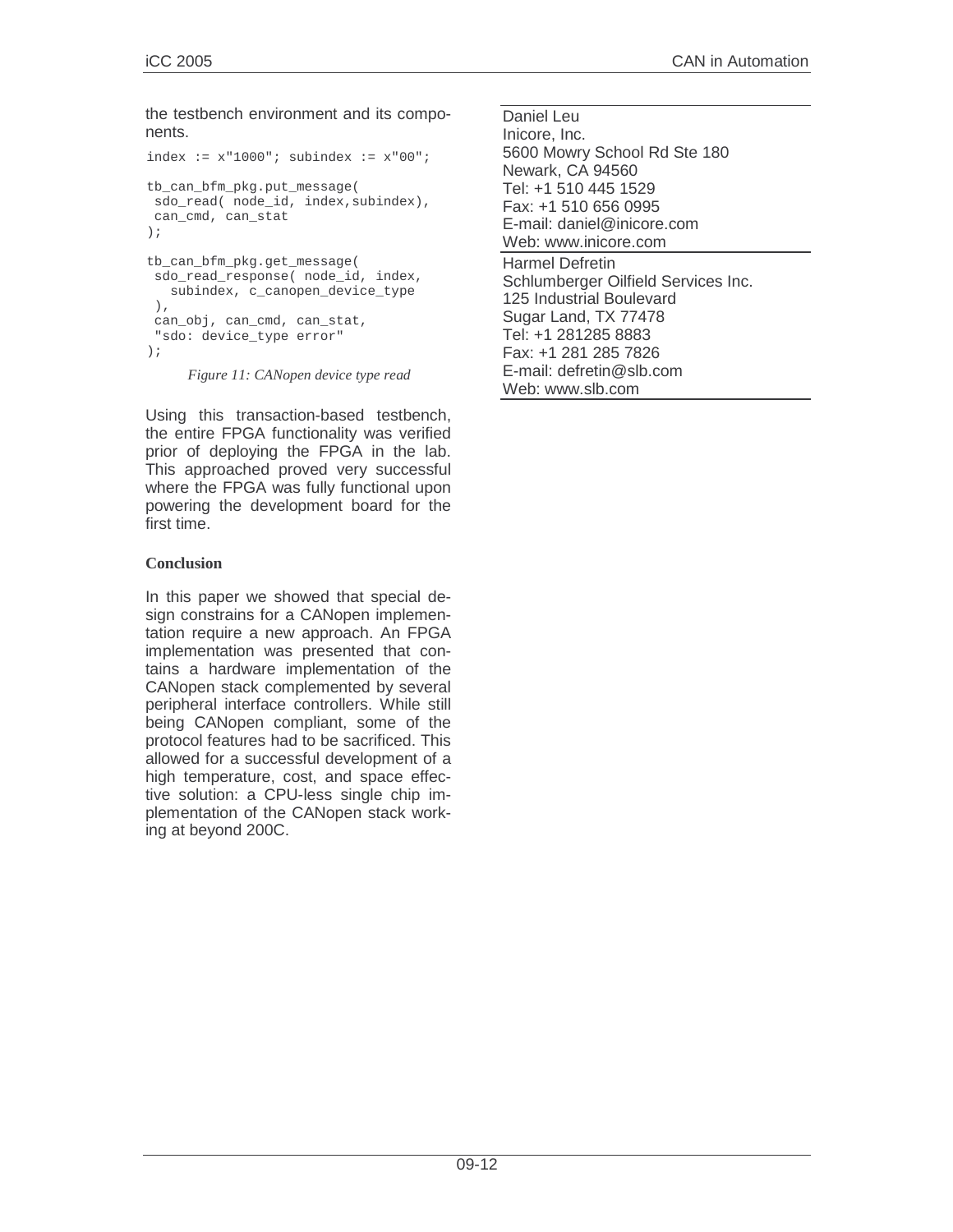the testbench environment and its components.

```
index := x"1000"; subindex := x"00";

tb_can_bfm_pkg.put_message(
 sdo_read( node_id, index,subindex),
 can_cmd, can_stat
);

tb_can_bfm_pkg.get_message(
 sdo_read_response( node_id, index,
   subindex, c_canopen_device_type
 ),
 can_obj, can_cmd, can_stat,
 "sdo: device_type error"
);
```

*Figure 11: CANopen device type read*

Using this transaction-based testbench, the entire FPGA functionality was verified prior of deploying the FPGA in the lab. This approached proved very successful where the FPGA was fully functional upon powering the development board for the first time.

### Conclusion

In this paper we showed that special design constrains for a CANopen implementation require a new approach. An FPGA implementation was presented that contains a hardware implementation of the CANopen stack complemented by several peripheral interface controllers. While still being CANopen compliant, some of the protocol features had to be sacrificed. This allowed for a successful development of a high temperature, cost, and space effective solution: a CPU-less single chip implementation of the CANopen stack working at beyond 200C.

---

Daniel Leu
Inicore, Inc.
5600 Mowry School Rd Ste 180
Newark, CA 94560
Tel: +1 510 445 1529
Fax: +1 510 656 0995
E-mail: daniel@inicore.com
Web: www.inicore.com

---

Harmel Defretin
Schlumberger Oilfield Services Inc.
125 Industrial Boulevard
Sugar Land, TX 77478
Tel: +1 281285 8883
Fax: +1 281 285 7826
E-mail: defretin@slb.com
Web: www.slb.com